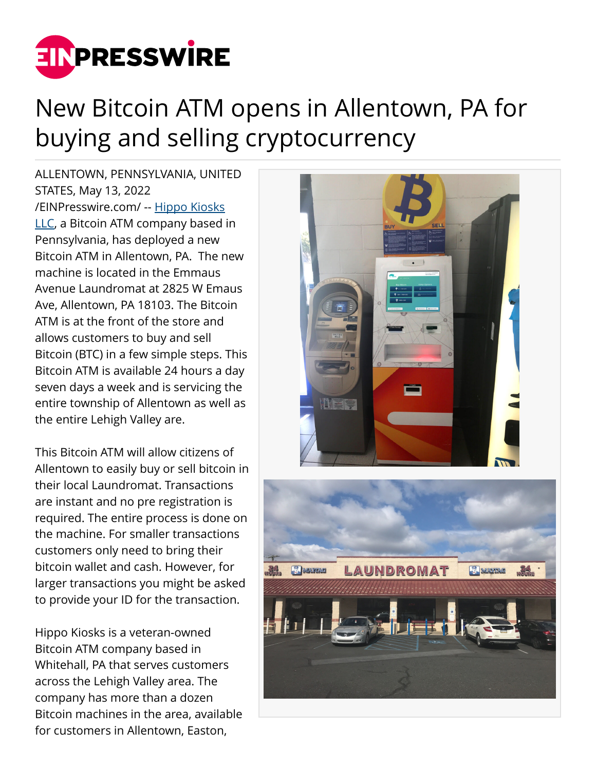# New Bitcoin ATM opens in Allentown, PA for buying and selling cryptocurrency

ALLENTOWN, PENNSYLVANIA, UNITED STATES, May 13, 2022 /EINPresswire.com/ -- Hippo Kiosks LLC, a Bitcoin ATM company based in Pennsylvania, has deployed a new Bitcoin ATM in Allentown, PA. The new machine is located in the Emmaus Avenue Laundromat at 2825 W Emaus Ave, Allentown, PA 18103. The Bitcoin ATM is at the front of the store and allows customers to buy and sell Bitcoin (BTC) in a few simple steps. This Bitcoin ATM is available 24 hours a day seven days a week and is servicing the entire township of Allentown as well as the entire Lehigh Valley are.

This Bitcoin ATM will allow citizens of Allentown to easily buy or sell bitcoin in their local Laundromat. Transactions are instant and no pre registration is required. The entire process is done on the machine. For smaller transactions customers only need to bring their bitcoin wallet and cash. However, for larger transactions you might be asked to provide your ID for the transaction.

Hippo Kiosks is a veteran-owned Bitcoin ATM company based in Whitehall, PA that serves customers across the Lehigh Valley area. The company has more than a dozen Bitcoin machines in the area, available for customers in Allentown, Easton,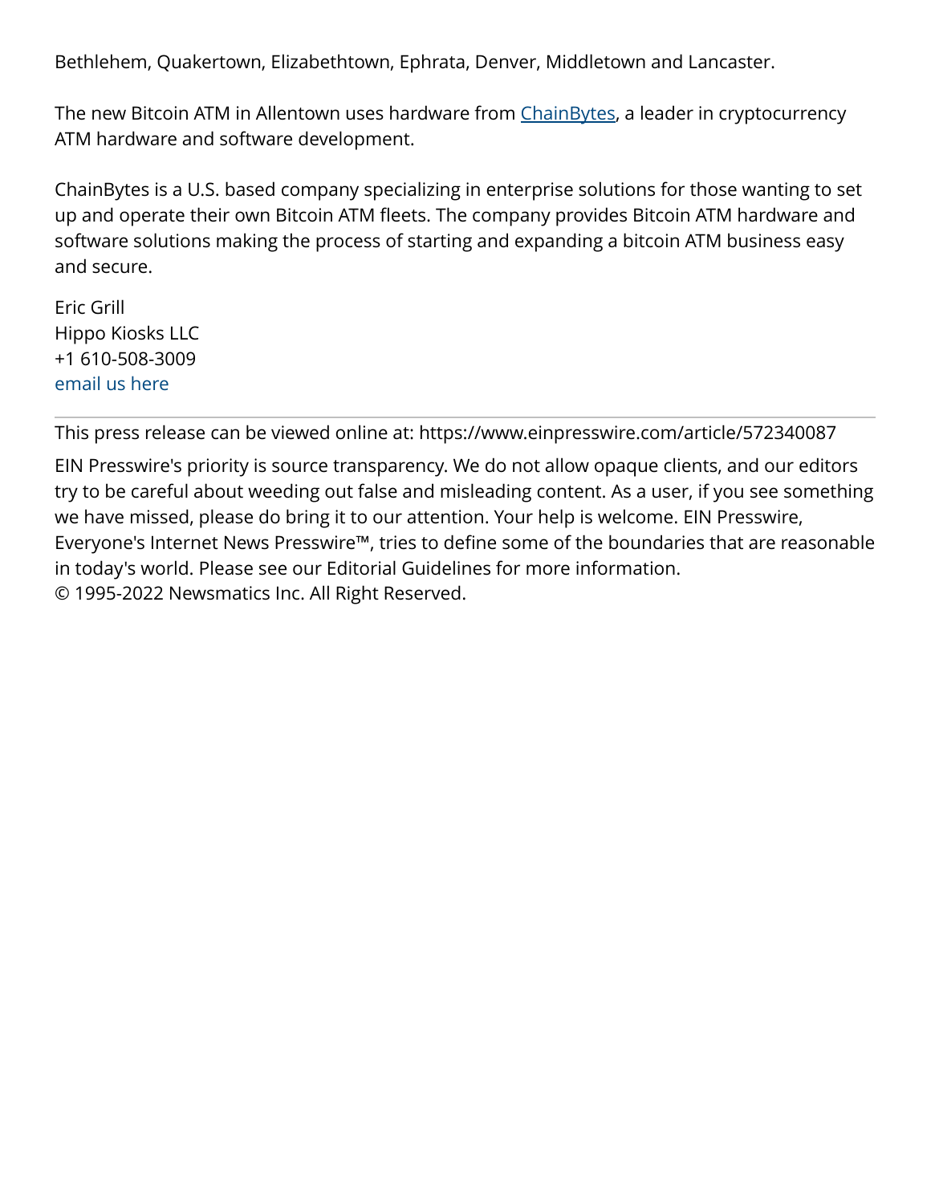Bethlehem, Quakertown, Elizabethtown, Ephrata, Denver, Middletown and Lancaster.

The new Bitcoin ATM in Allentown uses hardware from ChainBytes, a leader in cryptocurrency ATM hardware and software development.

ChainBytes is a U.S. based company specializing in enterprise solutions for those wanting to set up and operate their own Bitcoin ATM fleets. The company provides Bitcoin ATM hardware and software solutions making the process of starting and expanding a bitcoin ATM business easy and secure.

Eric Grill
Hippo Kiosks LLC
+1 610-508-3009
email us here

---

This press release can be viewed online at: https://www.einpresswire.com/article/572340087

EIN Presswire's priority is source transparency. We do not allow opaque clients, and our editors try to be careful about weeding out false and misleading content. As a user, if you see something we have missed, please do bring it to our attention. Your help is welcome. EIN Presswire, Everyone's Internet News Presswire™, tries to define some of the boundaries that are reasonable in today's world. Please see our Editorial Guidelines for more information.
© 1995-2022 Newsmatics Inc. All Right Reserved.